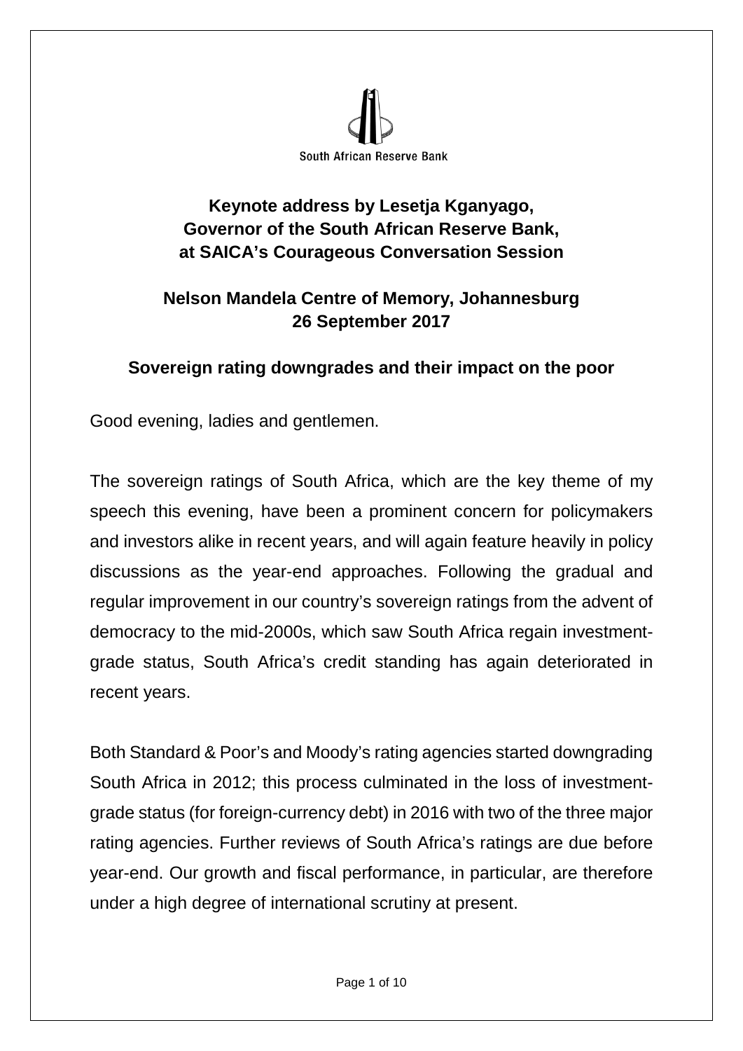South African Reserve Bank

**Keynote address by Lesetja Kganyago,**
**Governor of the South African Reserve Bank,**
**at SAICA's Courageous Conversation Session**

**Nelson Mandela Centre of Memory, Johannesburg**
**26 September 2017**

## Sovereign rating downgrades and their impact on the poor

Good evening, ladies and gentlemen.

The sovereign ratings of South Africa, which are the key theme of my speech this evening, have been a prominent concern for policymakers and investors alike in recent years, and will again feature heavily in policy discussions as the year-end approaches. Following the gradual and regular improvement in our country's sovereign ratings from the advent of democracy to the mid-2000s, which saw South Africa regain investment-grade status, South Africa's credit standing has again deteriorated in recent years.

Both Standard & Poor's and Moody's rating agencies started downgrading South Africa in 2012; this process culminated in the loss of investment-grade status (for foreign-currency debt) in 2016 with two of the three major rating agencies. Further reviews of South Africa's ratings are due before year-end. Our growth and fiscal performance, in particular, are therefore under a high degree of international scrutiny at present.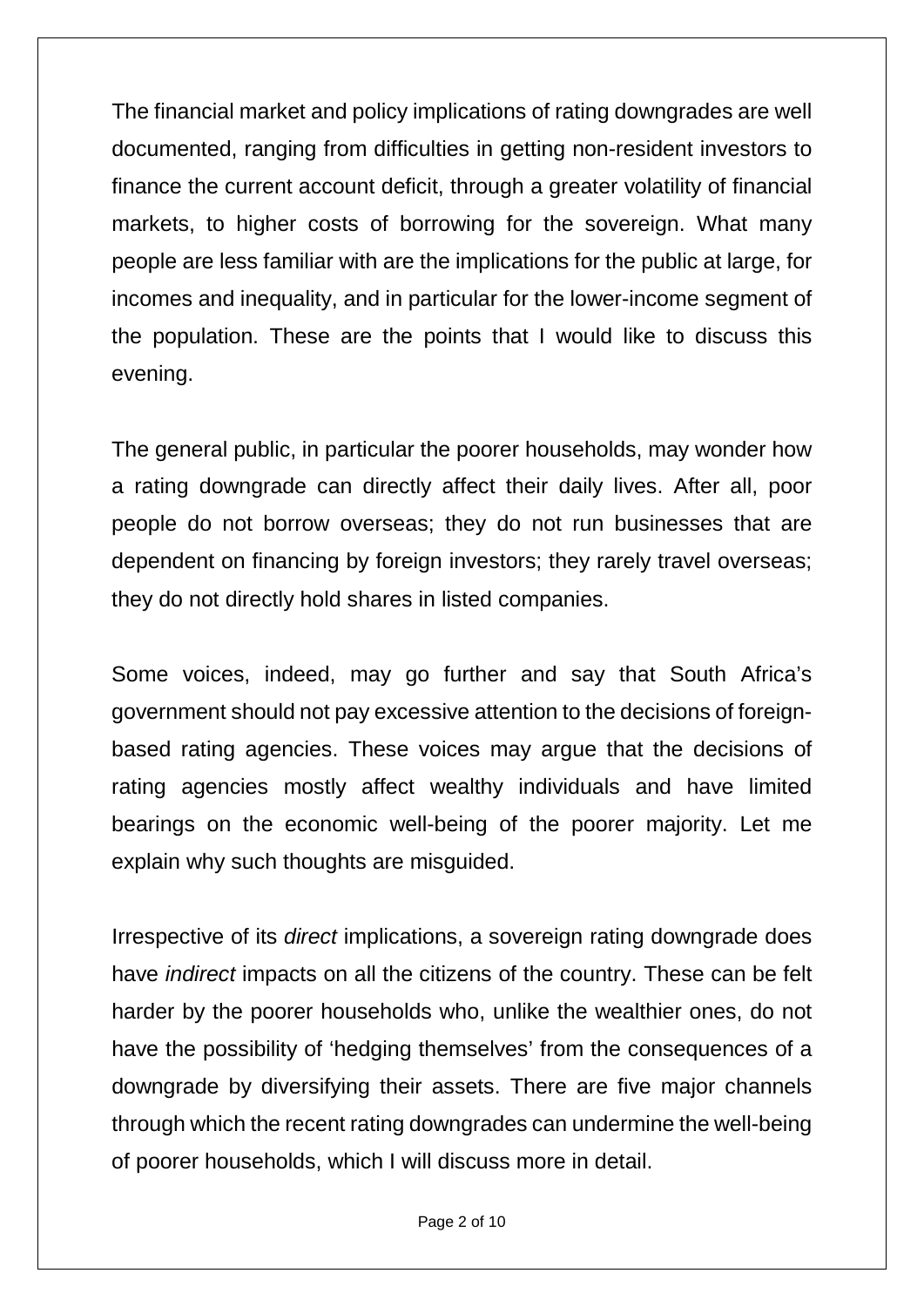The financial market and policy implications of rating downgrades are well documented, ranging from difficulties in getting non-resident investors to finance the current account deficit, through a greater volatility of financial markets, to higher costs of borrowing for the sovereign. What many people are less familiar with are the implications for the public at large, for incomes and inequality, and in particular for the lower-income segment of the population. These are the points that I would like to discuss this evening.

The general public, in particular the poorer households, may wonder how a rating downgrade can directly affect their daily lives. After all, poor people do not borrow overseas; they do not run businesses that are dependent on financing by foreign investors; they rarely travel overseas; they do not directly hold shares in listed companies.

Some voices, indeed, may go further and say that South Africa's government should not pay excessive attention to the decisions of foreign-based rating agencies. These voices may argue that the decisions of rating agencies mostly affect wealthy individuals and have limited bearings on the economic well-being of the poorer majority. Let me explain why such thoughts are misguided.

Irrespective of its *direct* implications, a sovereign rating downgrade does have *indirect* impacts on all the citizens of the country. These can be felt harder by the poorer households who, unlike the wealthier ones, do not have the possibility of 'hedging themselves' from the consequences of a downgrade by diversifying their assets. There are five major channels through which the recent rating downgrades can undermine the well-being of poorer households, which I will discuss more in detail.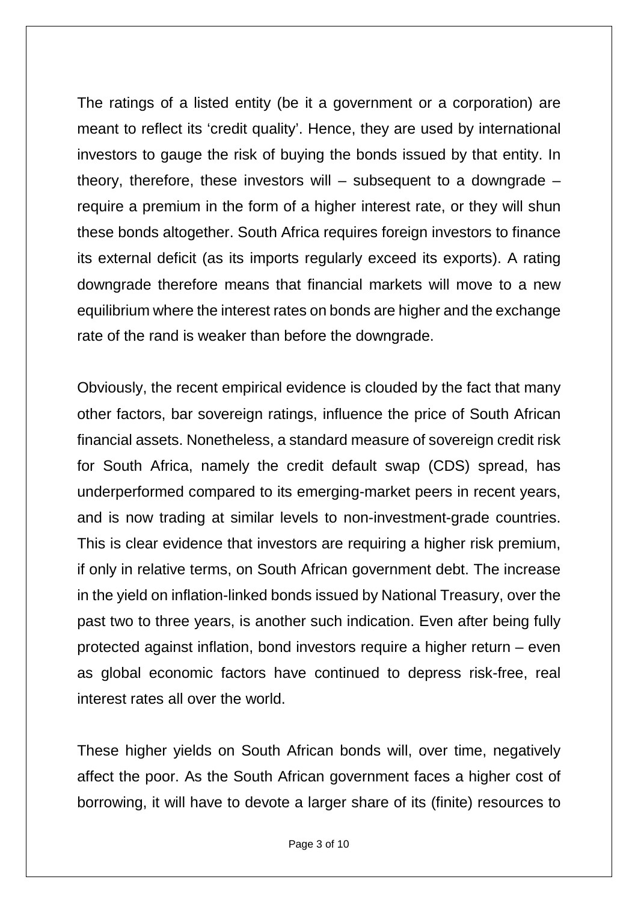The ratings of a listed entity (be it a government or a corporation) are meant to reflect its 'credit quality'. Hence, they are used by international investors to gauge the risk of buying the bonds issued by that entity. In theory, therefore, these investors will – subsequent to a downgrade – require a premium in the form of a higher interest rate, or they will shun these bonds altogether. South Africa requires foreign investors to finance its external deficit (as its imports regularly exceed its exports). A rating downgrade therefore means that financial markets will move to a new equilibrium where the interest rates on bonds are higher and the exchange rate of the rand is weaker than before the downgrade.

Obviously, the recent empirical evidence is clouded by the fact that many other factors, bar sovereign ratings, influence the price of South African financial assets. Nonetheless, a standard measure of sovereign credit risk for South Africa, namely the credit default swap (CDS) spread, has underperformed compared to its emerging-market peers in recent years, and is now trading at similar levels to non-investment-grade countries. This is clear evidence that investors are requiring a higher risk premium, if only in relative terms, on South African government debt. The increase in the yield on inflation-linked bonds issued by National Treasury, over the past two to three years, is another such indication. Even after being fully protected against inflation, bond investors require a higher return – even as global economic factors have continued to depress risk-free, real interest rates all over the world.

These higher yields on South African bonds will, over time, negatively affect the poor. As the South African government faces a higher cost of borrowing, it will have to devote a larger share of its (finite) resources to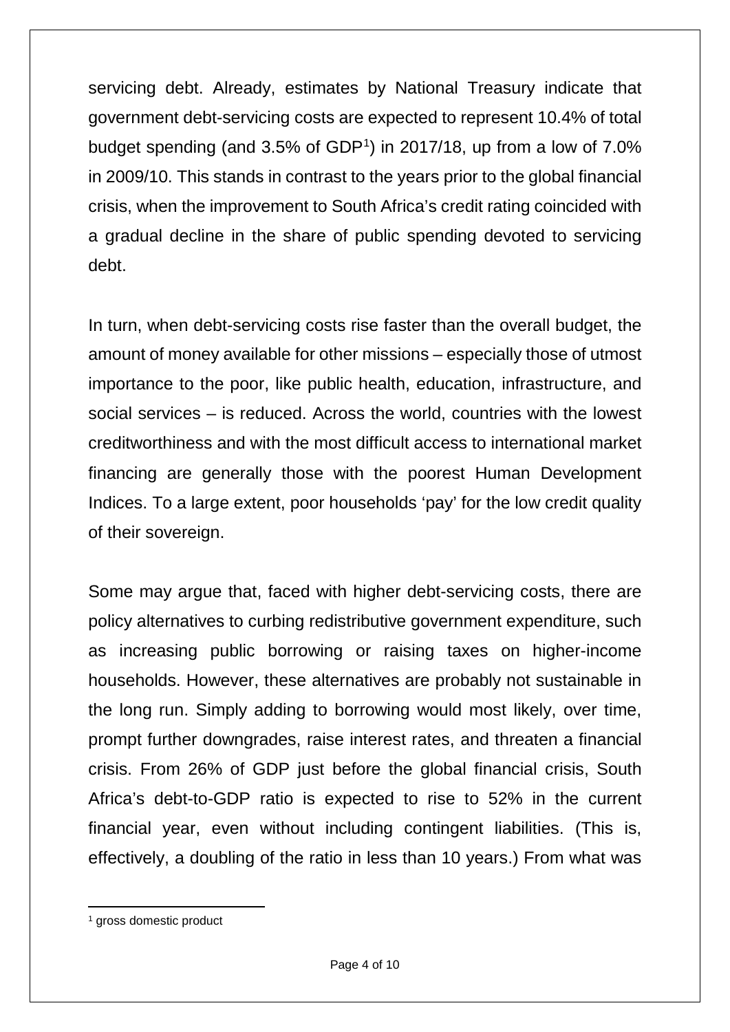servicing debt. Already, estimates by National Treasury indicate that government debt-servicing costs are expected to represent 10.4% of total budget spending (and 3.5% of GDP[1]) in 2017/18, up from a low of 7.0% in 2009/10. This stands in contrast to the years prior to the global financial crisis, when the improvement to South Africa's credit rating coincided with a gradual decline in the share of public spending devoted to servicing debt.

In turn, when debt-servicing costs rise faster than the overall budget, the amount of money available for other missions – especially those of utmost importance to the poor, like public health, education, infrastructure, and social services – is reduced. Across the world, countries with the lowest creditworthiness and with the most difficult access to international market financing are generally those with the poorest Human Development Indices. To a large extent, poor households 'pay' for the low credit quality of their sovereign.

Some may argue that, faced with higher debt-servicing costs, there are policy alternatives to curbing redistributive government expenditure, such as increasing public borrowing or raising taxes on higher-income households. However, these alternatives are probably not sustainable in the long run. Simply adding to borrowing would most likely, over time, prompt further downgrades, raise interest rates, and threaten a financial crisis. From 26% of GDP just before the global financial crisis, South Africa's debt-to-GDP ratio is expected to rise to 52% in the current financial year, even without including contingent liabilities. (This is, effectively, a doubling of the ratio in less than 10 years.) From what was

[1] gross domestic product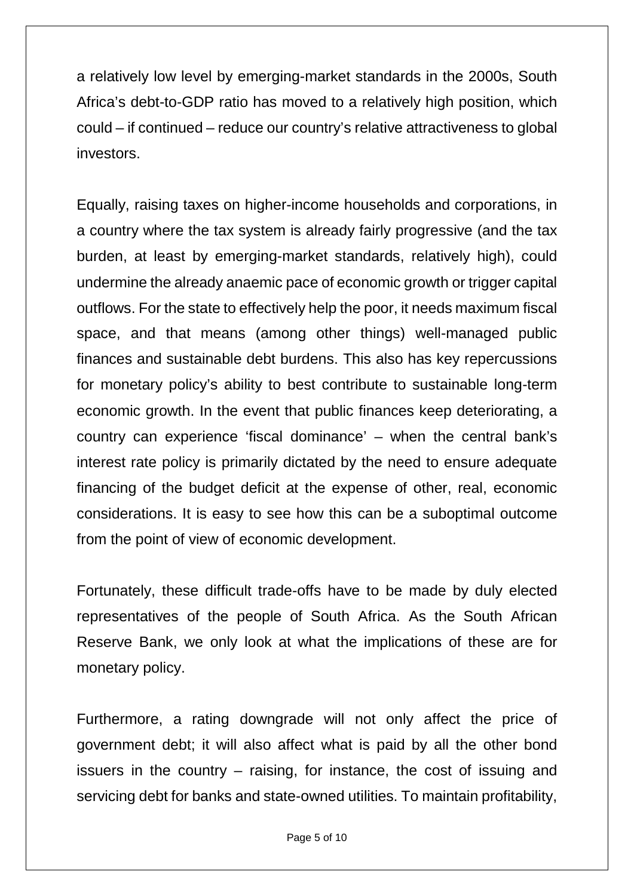a relatively low level by emerging-market standards in the 2000s, South Africa's debt-to-GDP ratio has moved to a relatively high position, which could – if continued – reduce our country's relative attractiveness to global investors.

Equally, raising taxes on higher-income households and corporations, in a country where the tax system is already fairly progressive (and the tax burden, at least by emerging-market standards, relatively high), could undermine the already anaemic pace of economic growth or trigger capital outflows. For the state to effectively help the poor, it needs maximum fiscal space, and that means (among other things) well-managed public finances and sustainable debt burdens. This also has key repercussions for monetary policy's ability to best contribute to sustainable long-term economic growth. In the event that public finances keep deteriorating, a country can experience 'fiscal dominance' – when the central bank's interest rate policy is primarily dictated by the need to ensure adequate financing of the budget deficit at the expense of other, real, economic considerations. It is easy to see how this can be a suboptimal outcome from the point of view of economic development.

Fortunately, these difficult trade-offs have to be made by duly elected representatives of the people of South Africa. As the South African Reserve Bank, we only look at what the implications of these are for monetary policy.

Furthermore, a rating downgrade will not only affect the price of government debt; it will also affect what is paid by all the other bond issuers in the country – raising, for instance, the cost of issuing and servicing debt for banks and state-owned utilities. To maintain profitability,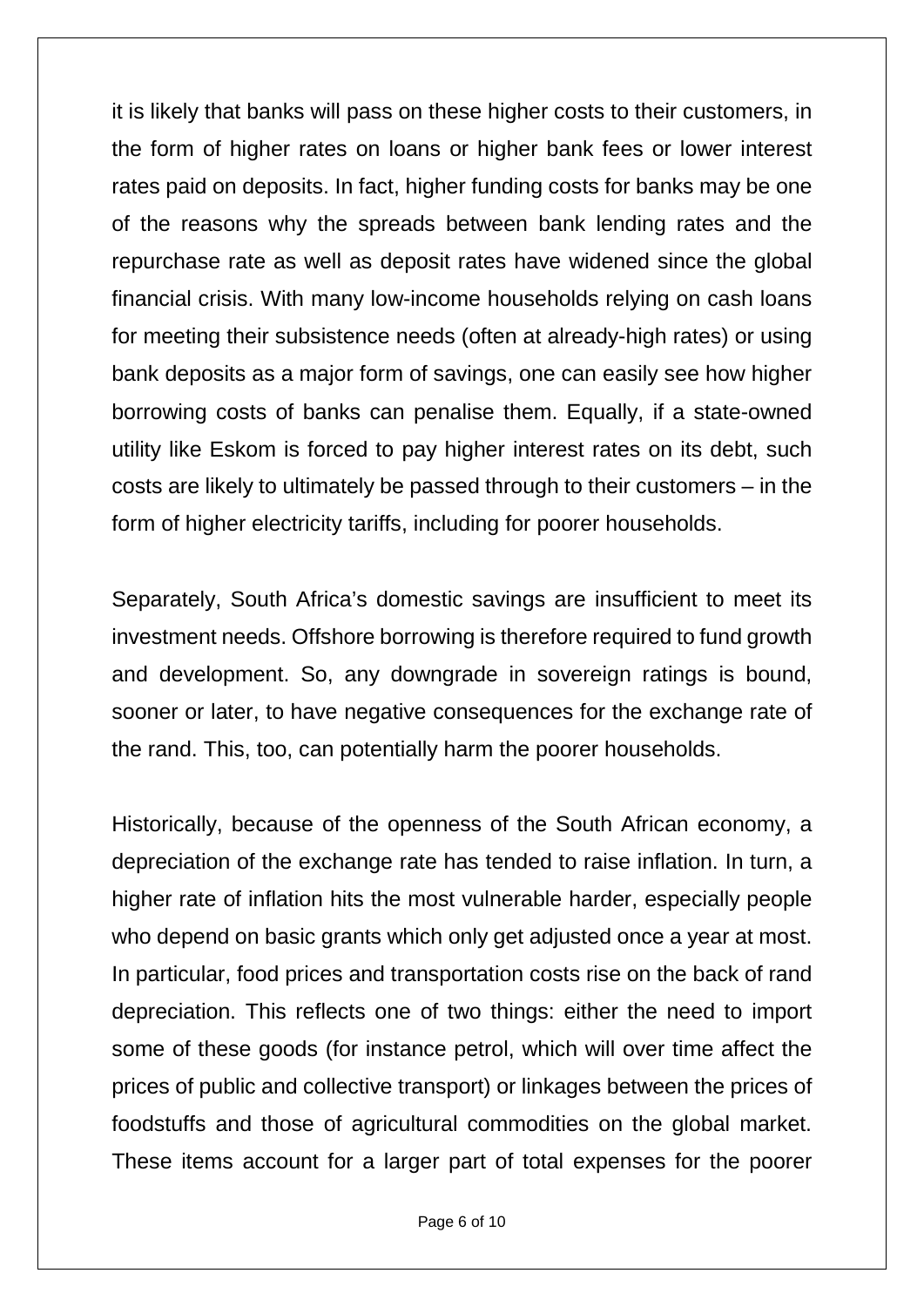it is likely that banks will pass on these higher costs to their customers, in the form of higher rates on loans or higher bank fees or lower interest rates paid on deposits. In fact, higher funding costs for banks may be one of the reasons why the spreads between bank lending rates and the repurchase rate as well as deposit rates have widened since the global financial crisis. With many low-income households relying on cash loans for meeting their subsistence needs (often at already-high rates) or using bank deposits as a major form of savings, one can easily see how higher borrowing costs of banks can penalise them. Equally, if a state-owned utility like Eskom is forced to pay higher interest rates on its debt, such costs are likely to ultimately be passed through to their customers – in the form of higher electricity tariffs, including for poorer households.

Separately, South Africa's domestic savings are insufficient to meet its investment needs. Offshore borrowing is therefore required to fund growth and development. So, any downgrade in sovereign ratings is bound, sooner or later, to have negative consequences for the exchange rate of the rand. This, too, can potentially harm the poorer households.

Historically, because of the openness of the South African economy, a depreciation of the exchange rate has tended to raise inflation. In turn, a higher rate of inflation hits the most vulnerable harder, especially people who depend on basic grants which only get adjusted once a year at most. In particular, food prices and transportation costs rise on the back of rand depreciation. This reflects one of two things: either the need to import some of these goods (for instance petrol, which will over time affect the prices of public and collective transport) or linkages between the prices of foodstuffs and those of agricultural commodities on the global market. These items account for a larger part of total expenses for the poorer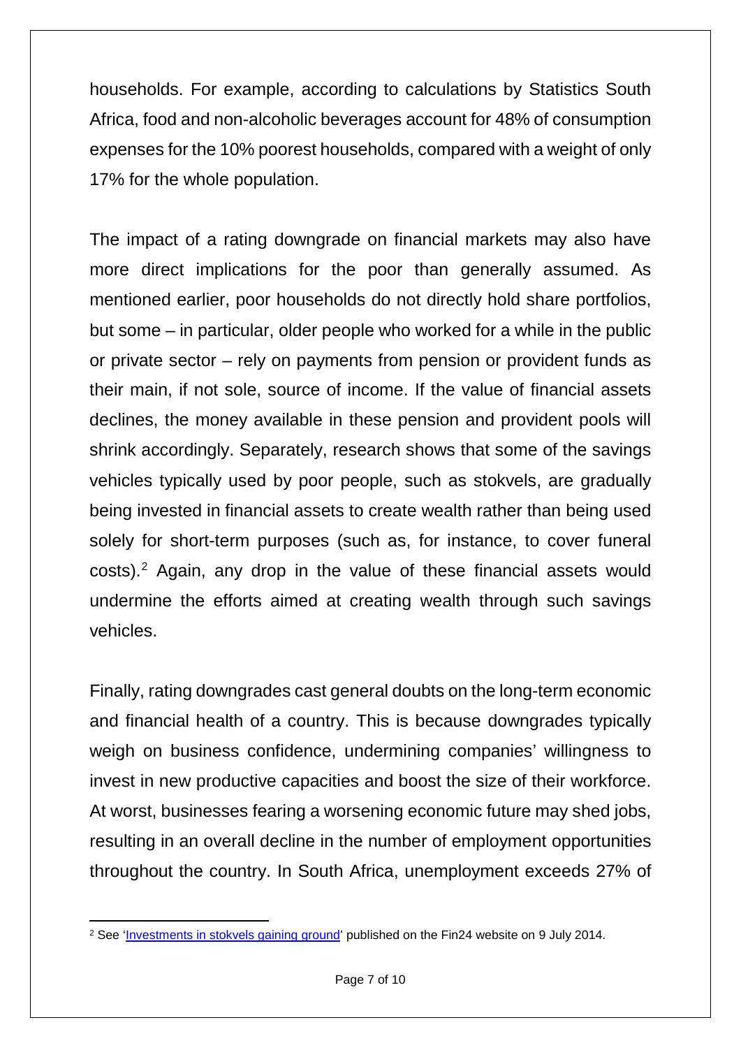households. For example, according to calculations by Statistics South Africa, food and non-alcoholic beverages account for 48% of consumption expenses for the 10% poorest households, compared with a weight of only 17% for the whole population.

The impact of a rating downgrade on financial markets may also have more direct implications for the poor than generally assumed. As mentioned earlier, poor households do not directly hold share portfolios, but some – in particular, older people who worked for a while in the public or private sector – rely on payments from pension or provident funds as their main, if not sole, source of income. If the value of financial assets declines, the money available in these pension and provident pools will shrink accordingly. Separately, research shows that some of the savings vehicles typically used by poor people, such as stokvels, are gradually being invested in financial assets to create wealth rather than being used solely for short-term purposes (such as, for instance, to cover funeral costs).[2] Again, any drop in the value of these financial assets would undermine the efforts aimed at creating wealth through such savings vehicles.

Finally, rating downgrades cast general doubts on the long-term economic and financial health of a country. This is because downgrades typically weigh on business confidence, undermining companies' willingness to invest in new productive capacities and boost the size of their workforce. At worst, businesses fearing a worsening economic future may shed jobs, resulting in an overall decline in the number of employment opportunities throughout the country. In South Africa, unemployment exceeds 27% of

[2] See '[Investments in stokvels gaining ground]' published on the Fin24 website on 9 July 2014.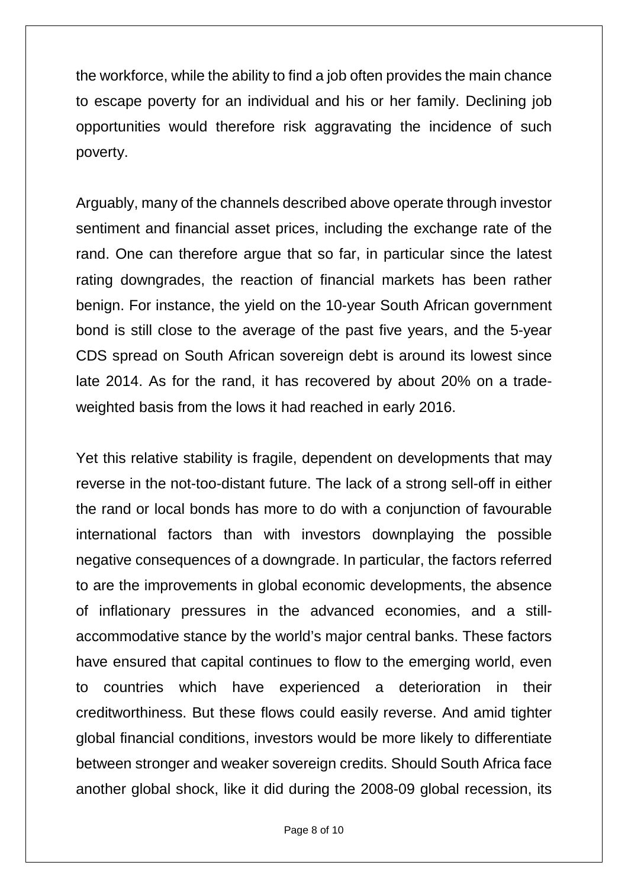the workforce, while the ability to find a job often provides the main chance to escape poverty for an individual and his or her family. Declining job opportunities would therefore risk aggravating the incidence of such poverty.

Arguably, many of the channels described above operate through investor sentiment and financial asset prices, including the exchange rate of the rand. One can therefore argue that so far, in particular since the latest rating downgrades, the reaction of financial markets has been rather benign. For instance, the yield on the 10-year South African government bond is still close to the average of the past five years, and the 5-year CDS spread on South African sovereign debt is around its lowest since late 2014. As for the rand, it has recovered by about 20% on a trade-weighted basis from the lows it had reached in early 2016.

Yet this relative stability is fragile, dependent on developments that may reverse in the not-too-distant future. The lack of a strong sell-off in either the rand or local bonds has more to do with a conjunction of favourable international factors than with investors downplaying the possible negative consequences of a downgrade. In particular, the factors referred to are the improvements in global economic developments, the absence of inflationary pressures in the advanced economies, and a still-accommodative stance by the world's major central banks. These factors have ensured that capital continues to flow to the emerging world, even to countries which have experienced a deterioration in their creditworthiness. But these flows could easily reverse. And amid tighter global financial conditions, investors would be more likely to differentiate between stronger and weaker sovereign credits. Should South Africa face another global shock, like it did during the 2008-09 global recession, its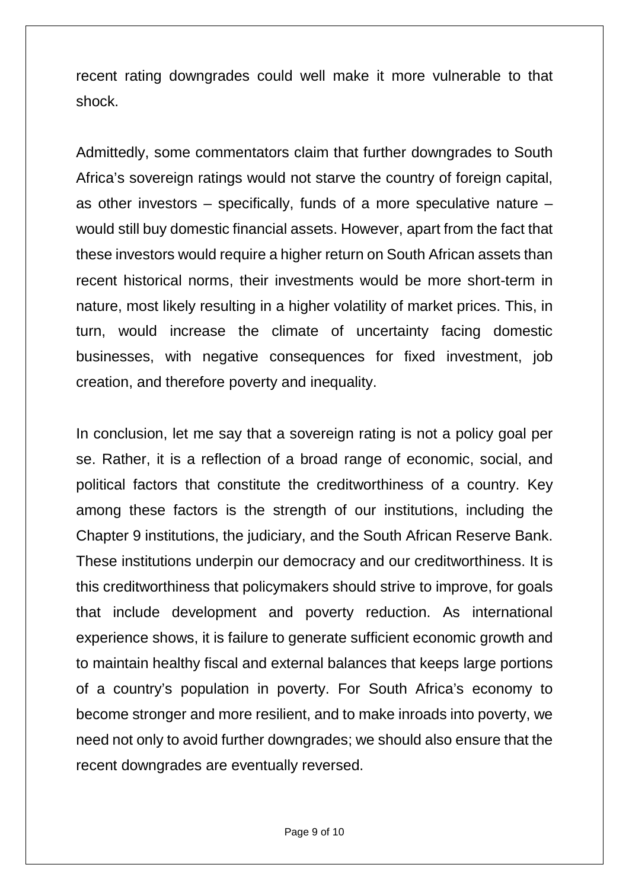recent rating downgrades could well make it more vulnerable to that shock.

Admittedly, some commentators claim that further downgrades to South Africa's sovereign ratings would not starve the country of foreign capital, as other investors – specifically, funds of a more speculative nature – would still buy domestic financial assets. However, apart from the fact that these investors would require a higher return on South African assets than recent historical norms, their investments would be more short-term in nature, most likely resulting in a higher volatility of market prices. This, in turn, would increase the climate of uncertainty facing domestic businesses, with negative consequences for fixed investment, job creation, and therefore poverty and inequality.

In conclusion, let me say that a sovereign rating is not a policy goal per se. Rather, it is a reflection of a broad range of economic, social, and political factors that constitute the creditworthiness of a country. Key among these factors is the strength of our institutions, including the Chapter 9 institutions, the judiciary, and the South African Reserve Bank. These institutions underpin our democracy and our creditworthiness. It is this creditworthiness that policymakers should strive to improve, for goals that include development and poverty reduction. As international experience shows, it is failure to generate sufficient economic growth and to maintain healthy fiscal and external balances that keeps large portions of a country's population in poverty. For South Africa's economy to become stronger and more resilient, and to make inroads into poverty, we need not only to avoid further downgrades; we should also ensure that the recent downgrades are eventually reversed.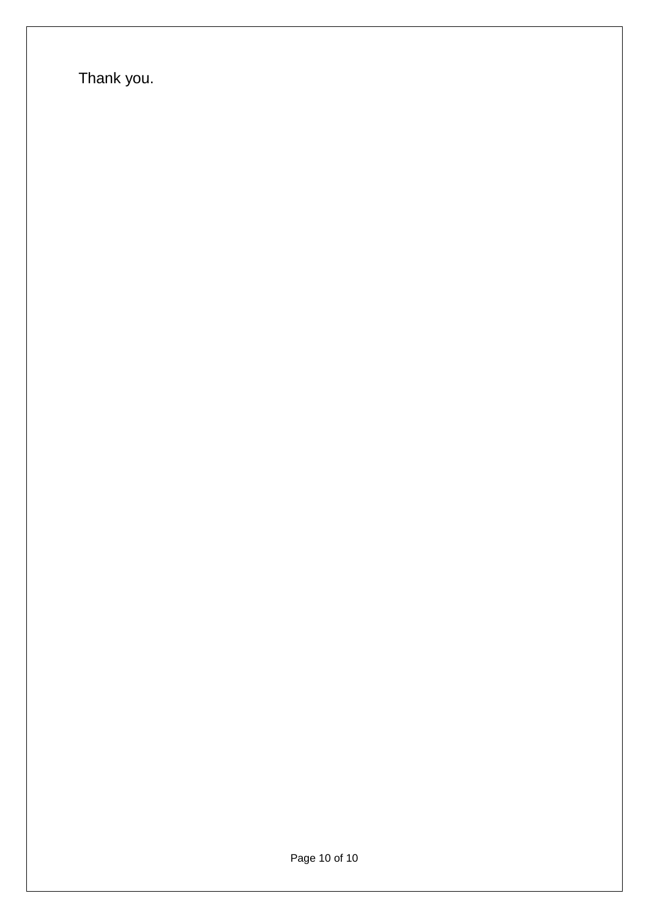Thank you.